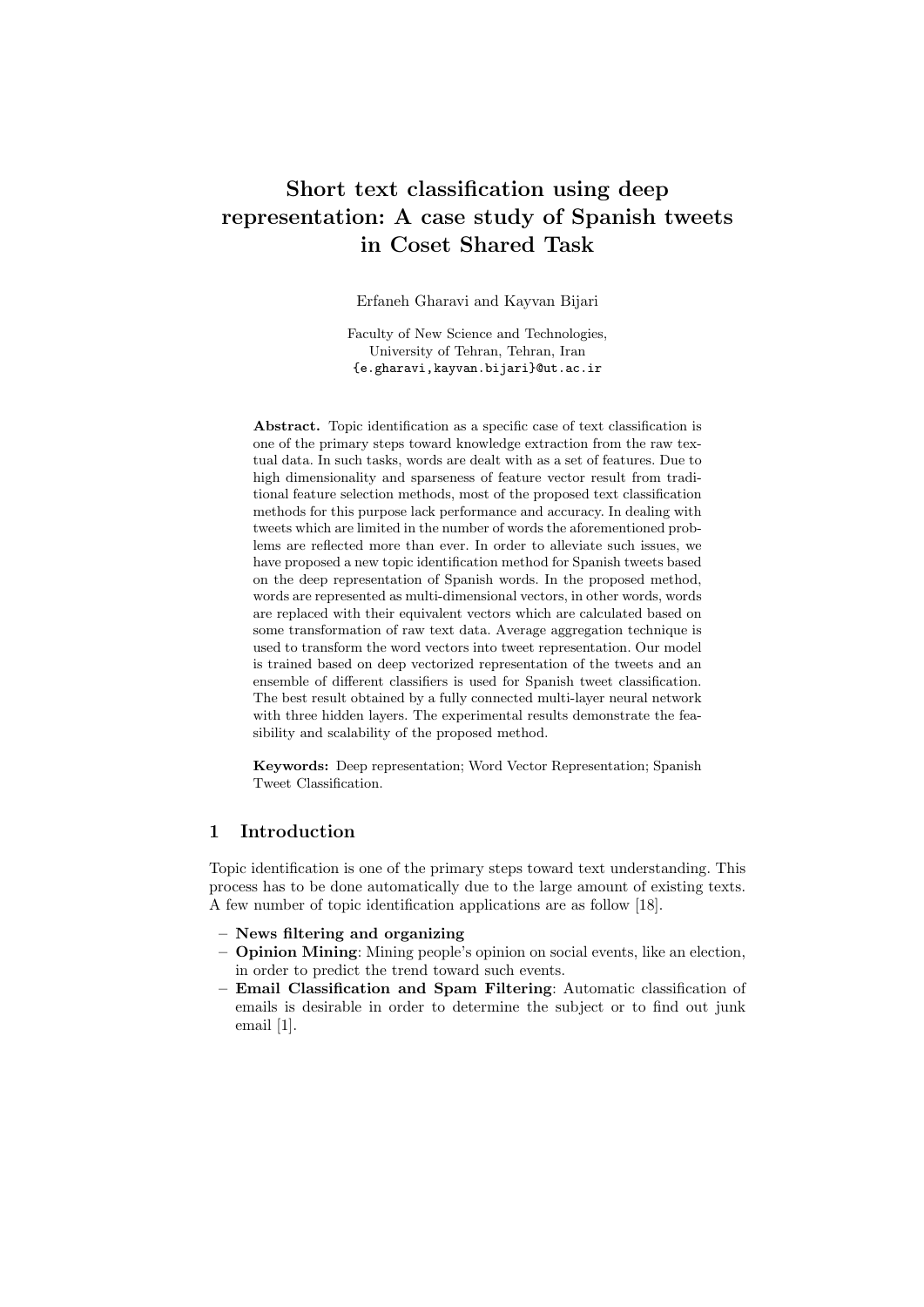# Short text classification using deep representation: A case study of Spanish tweets in Coset Shared Task

Erfaneh Gharavi and Kayvan Bijari

Faculty of New Science and Technologies, University of Tehran, Tehran, Iran
{e.gharavi,kayvan.bijari}@ut.ac.ir

**Abstract.** Topic identification as a specific case of text classification is one of the primary steps toward knowledge extraction from the raw textual data. In such tasks, words are dealt with as a set of features. Due to high dimensionality and sparseness of feature vector result from traditional feature selection methods, most of the proposed text classification methods for this purpose lack performance and accuracy. In dealing with tweets which are limited in the number of words the aforementioned problems are reflected more than ever. In order to alleviate such issues, we have proposed a new topic identification method for Spanish tweets based on the deep representation of Spanish words. In the proposed method, words are represented as multi-dimensional vectors, in other words, words are replaced with their equivalent vectors which are calculated based on some transformation of raw text data. Average aggregation technique is used to transform the word vectors into tweet representation. Our model is trained based on deep vectorized representation of the tweets and an ensemble of different classifiers is used for Spanish tweet classification. The best result obtained by a fully connected multi-layer neural network with three hidden layers. The experimental results demonstrate the feasibility and scalability of the proposed method.

**Keywords:** Deep representation; Word Vector Representation; Spanish Tweet Classification.

## 1 Introduction

Topic identification is one of the primary steps toward text understanding. This process has to be done automatically due to the large amount of existing texts. A few number of topic identification applications are as follow [18].

- **News filtering and organizing**
- **Opinion Mining**: Mining people's opinion on social events, like an election, in order to predict the trend toward such events.
- **Email Classification and Spam Filtering**: Automatic classification of emails is desirable in order to determine the subject or to find out junk email [1].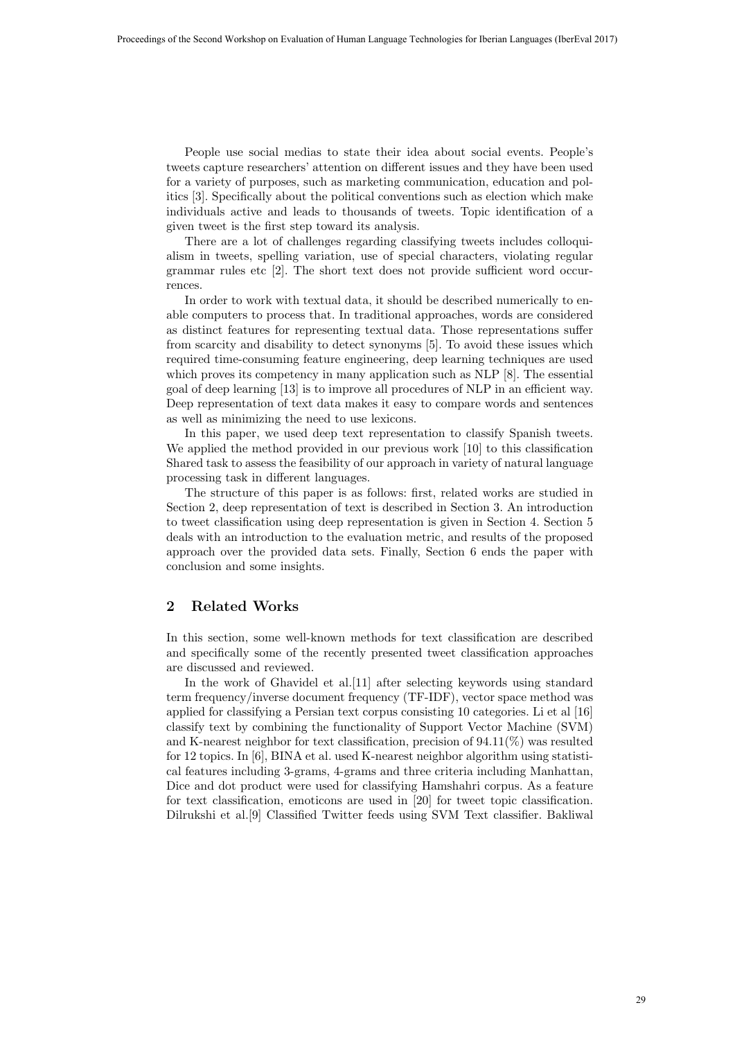People use social medias to state their idea about social events. People's tweets capture researchers' attention on different issues and they have been used for a variety of purposes, such as marketing communication, education and politics [3]. Specifically about the political conventions such as election which make individuals active and leads to thousands of tweets. Topic identification of a given tweet is the first step toward its analysis.

There are a lot of challenges regarding classifying tweets includes colloquialism in tweets, spelling variation, use of special characters, violating regular grammar rules etc [2]. The short text does not provide sufficient word occurrences.

In order to work with textual data, it should be described numerically to enable computers to process that. In traditional approaches, words are considered as distinct features for representing textual data. Those representations suffer from scarcity and disability to detect synonyms [5]. To avoid these issues which required time-consuming feature engineering, deep learning techniques are used which proves its competency in many application such as NLP [8]. The essential goal of deep learning [13] is to improve all procedures of NLP in an efficient way. Deep representation of text data makes it easy to compare words and sentences as well as minimizing the need to use lexicons.

In this paper, we used deep text representation to classify Spanish tweets. We applied the method provided in our previous work [10] to this classification Shared task to assess the feasibility of our approach in variety of natural language processing task in different languages.

The structure of this paper is as follows: first, related works are studied in Section 2, deep representation of text is described in Section 3. An introduction to tweet classification using deep representation is given in Section 4. Section 5 deals with an introduction to the evaluation metric, and results of the proposed approach over the provided data sets. Finally, Section 6 ends the paper with conclusion and some insights.

## 2 Related Works

In this section, some well-known methods for text classification are described and specifically some of the recently presented tweet classification approaches are discussed and reviewed.

In the work of Ghavidel et al.[11] after selecting keywords using standard term frequency/inverse document frequency (TF-IDF), vector space method was applied for classifying a Persian text corpus consisting 10 categories. Li et al [16] classify text by combining the functionality of Support Vector Machine (SVM) and K-nearest neighbor for text classification, precision of 94.11(%) was resulted for 12 topics. In [6], BINA et al. used K-nearest neighbor algorithm using statistical features including 3-grams, 4-grams and three criteria including Manhattan, Dice and dot product were used for classifying Hamshahri corpus. As a feature for text classification, emoticons are used in [20] for tweet topic classification. Dilrukshi et al.[9] Classified Twitter feeds using SVM Text classifier. Bakliwal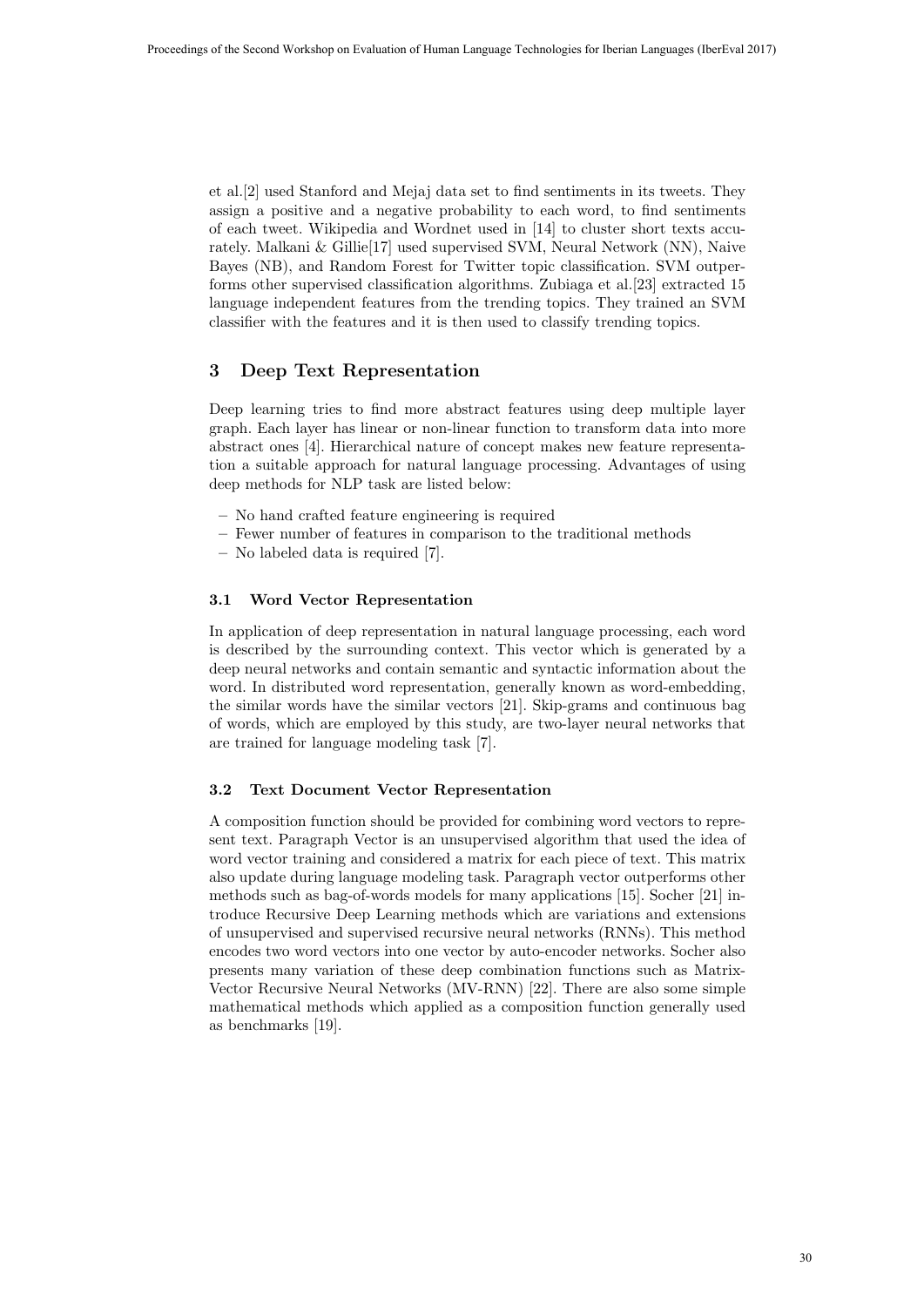et al.[2] used Stanford and Mejaj data set to find sentiments in its tweets. They assign a positive and a negative probability to each word, to find sentiments of each tweet. Wikipedia and Wordnet used in [14] to cluster short texts accurately. Malkani & Gillie[17] used supervised SVM, Neural Network (NN), Naive Bayes (NB), and Random Forest for Twitter topic classification. SVM outperforms other supervised classification algorithms. Zubiaga et al.[23] extracted 15 language independent features from the trending topics. They trained an SVM classifier with the features and it is then used to classify trending topics.

## 3 Deep Text Representation

Deep learning tries to find more abstract features using deep multiple layer graph. Each layer has linear or non-linear function to transform data into more abstract ones [4]. Hierarchical nature of concept makes new feature representation a suitable approach for natural language processing. Advantages of using deep methods for NLP task are listed below:

- No hand crafted feature engineering is required
- Fewer number of features in comparison to the traditional methods
- No labeled data is required [7].

### 3.1 Word Vector Representation

In application of deep representation in natural language processing, each word is described by the surrounding context. This vector which is generated by a deep neural networks and contain semantic and syntactic information about the word. In distributed word representation, generally known as word-embedding, the similar words have the similar vectors [21]. Skip-grams and continuous bag of words, which are employed by this study, are two-layer neural networks that are trained for language modeling task [7].

### 3.2 Text Document Vector Representation

A composition function should be provided for combining word vectors to represent text. Paragraph Vector is an unsupervised algorithm that used the idea of word vector training and considered a matrix for each piece of text. This matrix also update during language modeling task. Paragraph vector outperforms other methods such as bag-of-words models for many applications [15]. Socher [21] introduce Recursive Deep Learning methods which are variations and extensions of unsupervised and supervised recursive neural networks (RNNs). This method encodes two word vectors into one vector by auto-encoder networks. Socher also presents many variation of these deep combination functions such as Matrix-Vector Recursive Neural Networks (MV-RNN) [22]. There are also some simple mathematical methods which applied as a composition function generally used as benchmarks [19].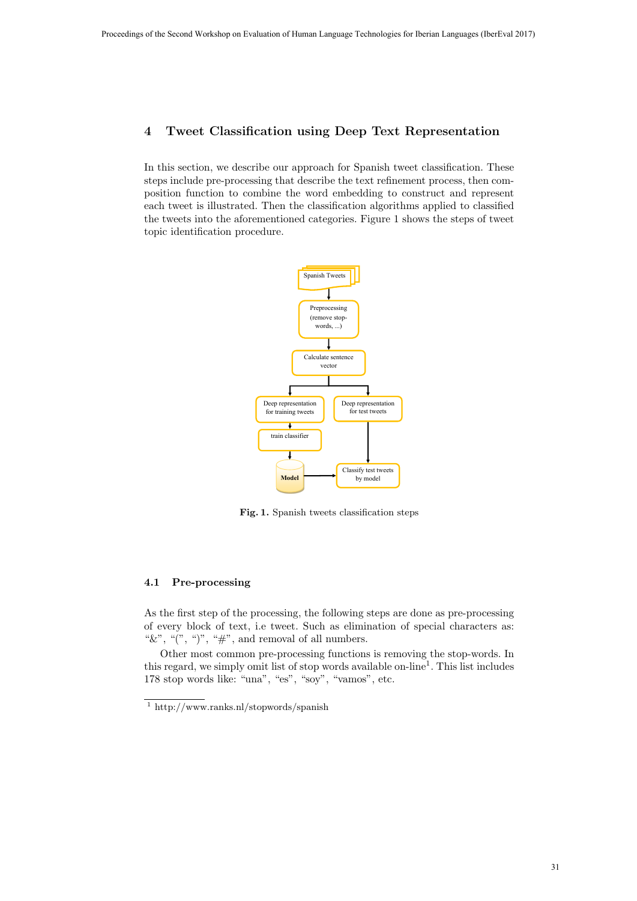## 4 Tweet Classification using Deep Text Representation

In this section, we describe our approach for Spanish tweet classification. These steps include pre-processing that describe the text refinement process, then composition function to combine the word embedding to construct and represent each tweet is illustrated. Then the classification algorithms applied to classified the tweets into the aforementioned categories. Figure 1 shows the steps of tweet topic identification procedure.

**Fig. 1.** Spanish tweets classification steps

### 4.1 Pre-processing

As the first step of the processing, the following steps are done as pre-processing of every block of text, i.e tweet. Such as elimination of special characters as: "&", "(", ")", "#", and removal of all numbers.

Other most common pre-processing functions is removing the stop-words. In this regard, we simply omit list of stop words available on-line[1]. This list includes 178 stop words like: "una", "es", "soy", "vamos", etc.

[1] http://www.ranks.nl/stopwords/spanish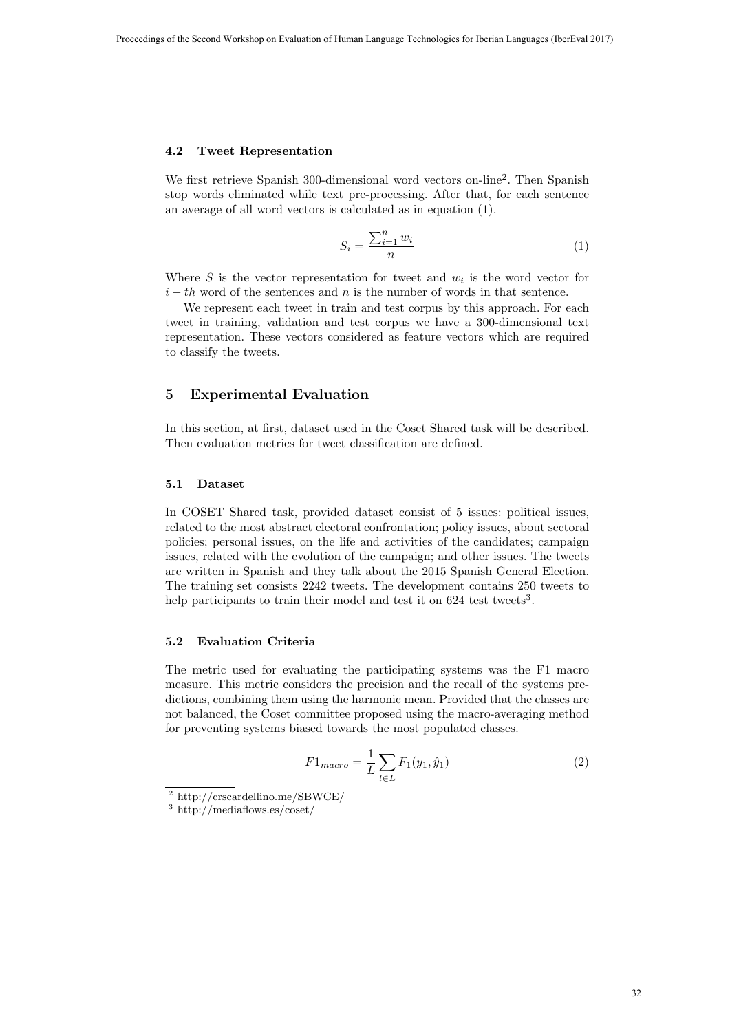### 4.2 Tweet Representation

We first retrieve Spanish 300-dimensional word vectors on-line[2]. Then Spanish stop words eliminated while text pre-processing. After that, for each sentence an average of all word vectors is calculated as in equation (1).

$$S_i = \frac{\sum_{i=1}^{n} w_i}{n} \tag{1}$$

Where $S$ is the vector representation for tweet and $w_i$ is the word vector for $i-th$ word of the sentences and $n$ is the number of words in that sentence.

We represent each tweet in train and test corpus by this approach. For each tweet in training, validation and test corpus we have a 300-dimensional text representation. These vectors considered as feature vectors which are required to classify the tweets.

## 5 Experimental Evaluation

In this section, at first, dataset used in the Coset Shared task will be described. Then evaluation metrics for tweet classification are defined.

### 5.1 Dataset

In COSET Shared task, provided dataset consist of 5 issues: political issues, related to the most abstract electoral confrontation; policy issues, about sectoral policies; personal issues, on the life and activities of the candidates; campaign issues, related with the evolution of the campaign; and other issues. The tweets are written in Spanish and they talk about the 2015 Spanish General Election. The training set consists 2242 tweets. The development contains 250 tweets to help participants to train their model and test it on 624 test tweets[3].

### 5.2 Evaluation Criteria

The metric used for evaluating the participating systems was the F1 macro measure. This metric considers the precision and the recall of the systems predictions, combining them using the harmonic mean. Provided that the classes are not balanced, the Coset committee proposed using the macro-averaging method for preventing systems biased towards the most populated classes.

$$F1_{macro} = \frac{1}{L} \sum_{l \in L} F_1(y_1, \hat{y}_1) \tag{2}$$

[2] http://crscardellino.me/SBWCE/

[3] http://mediaflows.es/coset/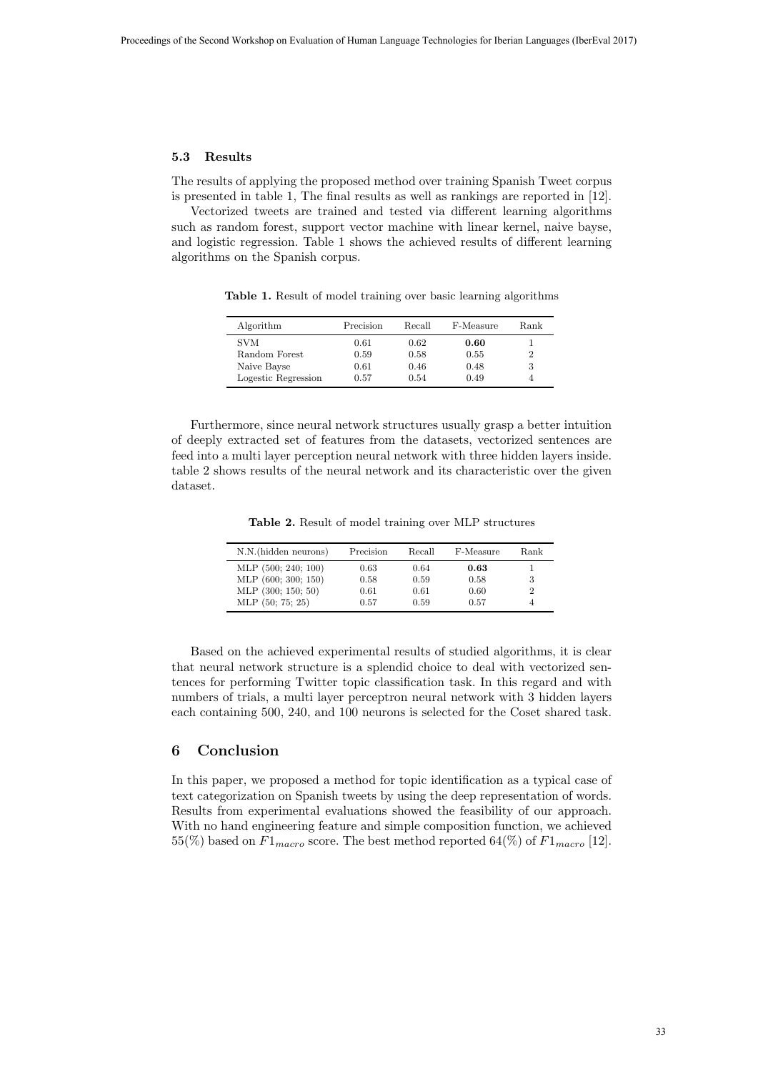### 5.3 Results

The results of applying the proposed method over training Spanish Tweet corpus is presented in table 1, The final results as well as rankings are reported in [12].

Vectorized tweets are trained and tested via different learning algorithms such as random forest, support vector machine with linear kernel, naive bayse, and logistic regression. Table 1 shows the achieved results of different learning algorithms on the Spanish corpus.

**Table 1.** Result of model training over basic learning algorithms

| Algorithm | Precision | Recall | F-Measure | Rank |
|---|---|---|---|---|
| SVM | 0.61 | 0.62 | **0.60** | 1 |
| Random Forest | 0.59 | 0.58 | 0.55 | 2 |
| Naive Bayse | 0.61 | 0.46 | 0.48 | 3 |
| Logestic Regression | 0.57 | 0.54 | 0.49 | 4 |

Furthermore, since neural network structures usually grasp a better intuition of deeply extracted set of features from the datasets, vectorized sentences are feed into a multi layer perception neural network with three hidden layers inside. table 2 shows results of the neural network and its characteristic over the given dataset.

**Table 2.** Result of model training over MLP structures

| N.N.(hidden neurons) | Precision | Recall | F-Measure | Rank |
|---|---|---|---|---|
| MLP (500; 240; 100) | 0.63 | 0.64 | **0.63** | 1 |
| MLP (600; 300; 150) | 0.58 | 0.59 | 0.58 | 3 |
| MLP (300; 150; 50) | 0.61 | 0.61 | 0.60 | 2 |
| MLP (50; 75; 25) | 0.57 | 0.59 | 0.57 | 4 |

Based on the achieved experimental results of studied algorithms, it is clear that neural network structure is a splendid choice to deal with vectorized sentences for performing Twitter topic classification task. In this regard and with numbers of trials, a multi layer perceptron neural network with 3 hidden layers each containing 500, 240, and 100 neurons is selected for the Coset shared task.

## 6 Conclusion

In this paper, we proposed a method for topic identification as a typical case of text categorization on Spanish tweets by using the deep representation of words. Results from experimental evaluations showed the feasibility of our approach. With no hand engineering feature and simple composition function, we achieved 55(%) based on $F1_{macro}$ score. The best method reported 64(%) of $F1_{macro}$ [12].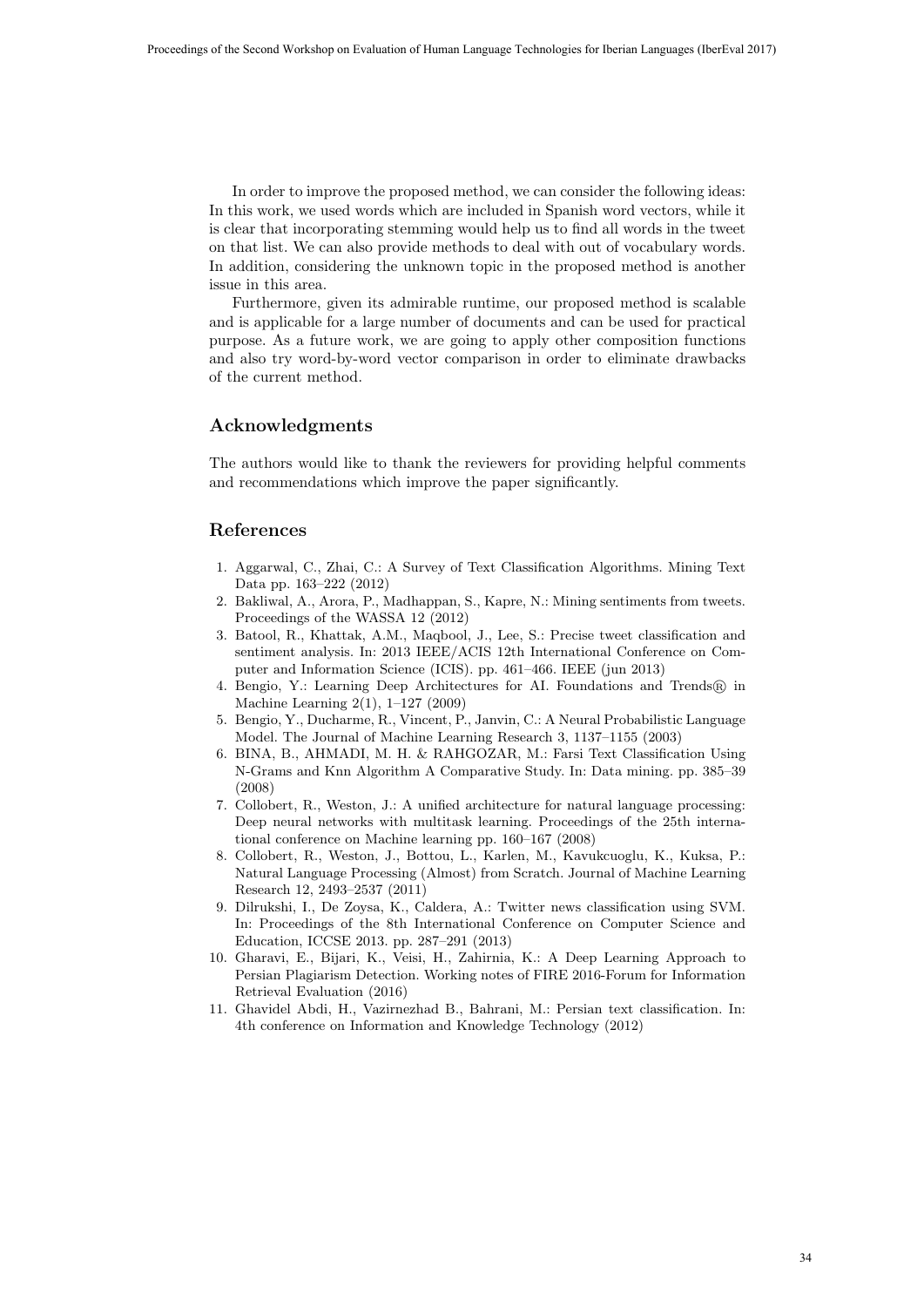In order to improve the proposed method, we can consider the following ideas: In this work, we used words which are included in Spanish word vectors, while it is clear that incorporating stemming would help us to find all words in the tweet on that list. We can also provide methods to deal with out of vocabulary words. In addition, considering the unknown topic in the proposed method is another issue in this area.

Furthermore, given its admirable runtime, our proposed method is scalable and is applicable for a large number of documents and can be used for practical purpose. As a future work, we are going to apply other composition functions and also try word-by-word vector comparison in order to eliminate drawbacks of the current method.

## Acknowledgments

The authors would like to thank the reviewers for providing helpful comments and recommendations which improve the paper significantly.

## References

1. Aggarwal, C., Zhai, C.: A Survey of Text Classification Algorithms. Mining Text Data pp. 163–222 (2012)
2. Bakliwal, A., Arora, P., Madhappan, S., Kapre, N.: Mining sentiments from tweets. Proceedings of the WASSA 12 (2012)
3. Batool, R., Khattak, A.M., Maqbool, J., Lee, S.: Precise tweet classification and sentiment analysis. In: 2013 IEEE/ACIS 12th International Conference on Computer and Information Science (ICIS). pp. 461–466. IEEE (jun 2013)
4. Bengio, Y.: Learning Deep Architectures for AI. Foundations and Trends® in Machine Learning 2(1), 1–127 (2009)
5. Bengio, Y., Ducharme, R., Vincent, P., Janvin, C.: A Neural Probabilistic Language Model. The Journal of Machine Learning Research 3, 1137–1155 (2003)
6. BINA, B., AHMADI, M. H. & RAHGOZAR, M.: Farsi Text Classification Using N-Grams and Knn Algorithm A Comparative Study. In: Data mining. pp. 385–39 (2008)
7. Collobert, R., Weston, J.: A unified architecture for natural language processing: Deep neural networks with multitask learning. Proceedings of the 25th international conference on Machine learning pp. 160–167 (2008)
8. Collobert, R., Weston, J., Bottou, L., Karlen, M., Kavukcuoglu, K., Kuksa, P.: Natural Language Processing (Almost) from Scratch. Journal of Machine Learning Research 12, 2493–2537 (2011)
9. Dilrukshi, I., De Zoysa, K., Caldera, A.: Twitter news classification using SVM. In: Proceedings of the 8th International Conference on Computer Science and Education, ICCSE 2013. pp. 287–291 (2013)
10. Gharavi, E., Bijari, K., Veisi, H., Zahirnia, K.: A Deep Learning Approach to Persian Plagiarism Detection. Working notes of FIRE 2016-Forum for Information Retrieval Evaluation (2016)
11. Ghavidel Abdi, H., Vazirnezhad B., Bahrani, M.: Persian text classification. In: 4th conference on Information and Knowledge Technology (2012)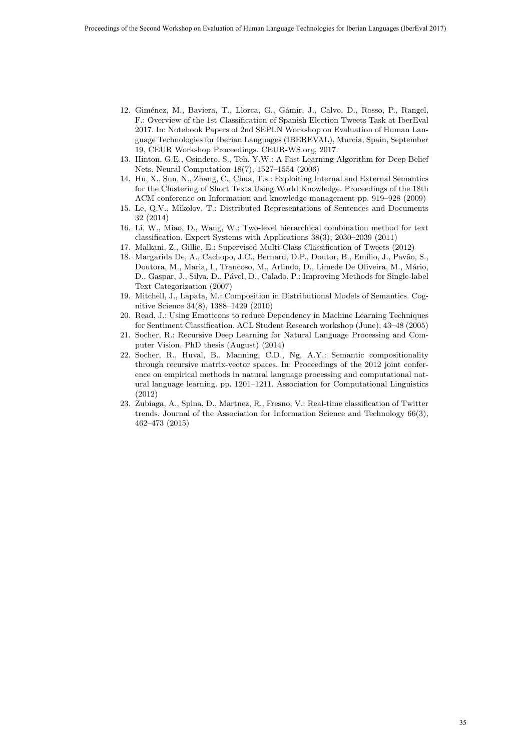12. Giménez, M., Baviera, T., Llorca, G., Gámir, J., Calvo, D., Rosso, P., Rangel, F.: Overview of the 1st Classification of Spanish Election Tweets Task at IberEval 2017. In: Notebook Papers of 2nd SEPLN Workshop on Evaluation of Human Language Technologies for Iberian Languages (IBEREVAL), Murcia, Spain, September 19, CEUR Workshop Proceedings. CEUR-WS.org, 2017.
13. Hinton, G.E., Osindero, S., Teh, Y.W.: A Fast Learning Algorithm for Deep Belief Nets. Neural Computation 18(7), 1527–1554 (2006)
14. Hu, X., Sun, N., Zhang, C., Chua, T.s.: Exploiting Internal and External Semantics for the Clustering of Short Texts Using World Knowledge. Proceedings of the 18th ACM conference on Information and knowledge management pp. 919–928 (2009)
15. Le, Q.V., Mikolov, T.: Distributed Representations of Sentences and Documents 32 (2014)
16. Li, W., Miao, D., Wang, W.: Two-level hierarchical combination method for text classification. Expert Systems with Applications 38(3), 2030–2039 (2011)
17. Malkani, Z., Gillie, E.: Supervised Multi-Class Classification of Tweets (2012)
18. Margarida De, A., Cachopo, J.C., Bernard, D.P., Doutor, B., Emílio, J., Pavão, S., Doutora, M., Maria, I., Trancoso, M., Arlindo, D., Limede De Oliveira, M., Mário, D., Gaspar, J., Silva, D., Pável, D., Calado, P.: Improving Methods for Single-label Text Categorization (2007)
19. Mitchell, J., Lapata, M.: Composition in Distributional Models of Semantics. Cognitive Science 34(8), 1388–1429 (2010)
20. Read, J.: Using Emoticons to reduce Dependency in Machine Learning Techniques for Sentiment Classification. ACL Student Research workshop (June), 43–48 (2005)
21. Socher, R.: Recursive Deep Learning for Natural Language Processing and Computer Vision. PhD thesis (August) (2014)
22. Socher, R., Huval, B., Manning, C.D., Ng, A.Y.: Semantic compositionality through recursive matrix-vector spaces. In: Proceedings of the 2012 joint conference on empirical methods in natural language processing and computational natural language learning. pp. 1201–1211. Association for Computational Linguistics (2012)
23. Zubiaga, A., Spina, D., Martnez, R., Fresno, V.: Real-time classification of Twitter trends. Journal of the Association for Information Science and Technology 66(3), 462–473 (2015)